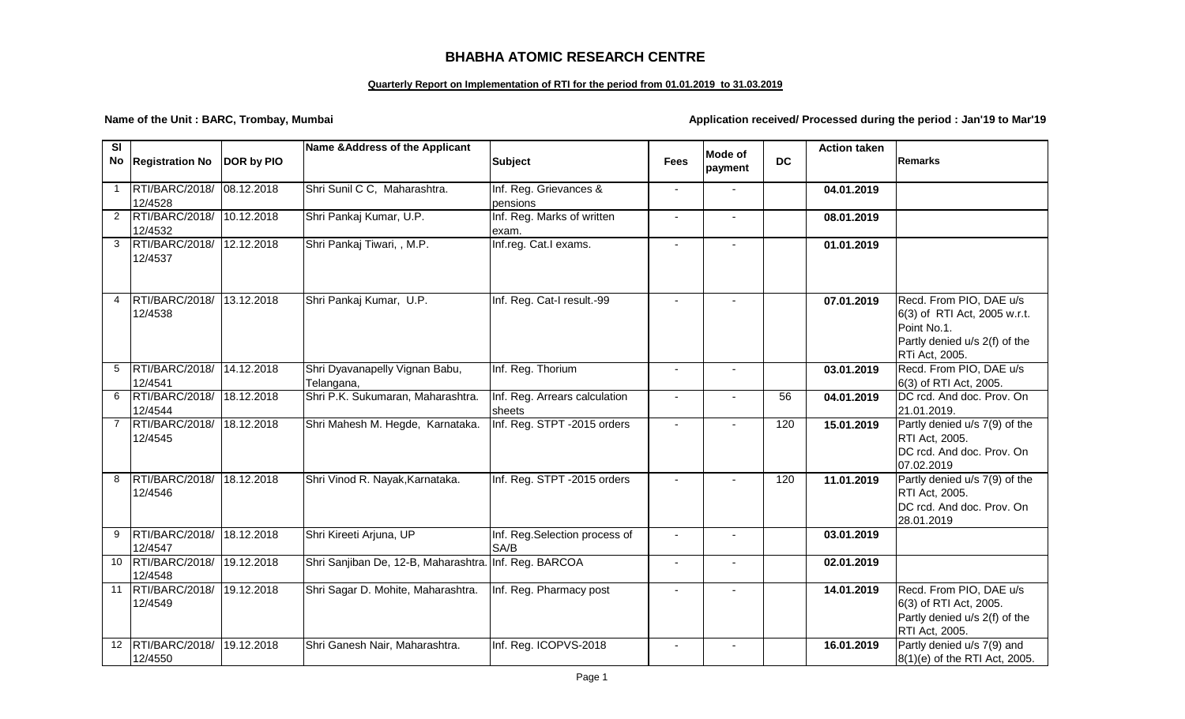# BHABHA ATOMIC RESEARCH CENTRE

**Quarterly Report on Implementation of RTI for the period from 01.01.2019 to 31.03.2019**

**Name of the Unit : BARC, Trombay, Mumbai**

**Application received/ Processed during the period : Jan'19 to Mar'19**

| Sl No | Registration No | DOR by PIO | Name &Address of the Applicant | Subject | Fees | Mode of payment | DC | Action taken | Remarks |
|---|---|---|---|---|---|---|---|---|---|
| 1 | RTI/BARC/2018/ 12/4528 | 08.12.2018 | Shri Sunil C C, Maharashtra. | Inf. Reg. Grievances & pensions | - | - | | **04.01.2019** | |
| 2 | RTI/BARC/2018/ 12/4532 | 10.12.2018 | Shri Pankaj Kumar, U.P. | Inf. Reg. Marks of written exam. | - | - | | **08.01.2019** | |
| 3 | RTI/BARC/2018/ 12/4537 | 12.12.2018 | Shri Pankaj Tiwari, , M.P. | Inf.reg. Cat.I exams. | - | - | | **01.01.2019** | |
| 4 | RTI/BARC/2018/ 12/4538 | 13.12.2018 | Shri Pankaj Kumar, U.P. | Inf. Reg. Cat-I result.-99 | - | - | | **07.01.2019** | Recd. From PIO, DAE u/s 6(3) of RTI Act, 2005 w.r.t. Point No.1. Partly denied u/s 2(f) of the RTi Act, 2005. |
| 5 | RTI/BARC/2018/ 12/4541 | 14.12.2018 | Shri Dyavanapelly Vignan Babu, Telangana, | Inf. Reg. Thorium | - | - | | **03.01.2019** | Recd. From PIO, DAE u/s 6(3) of RTI Act, 2005. |
| 6 | RTI/BARC/2018/ 12/4544 | 18.12.2018 | Shri P.K. Sukumaran, Maharashtra. | Inf. Reg. Arrears calculation sheets | - | - | 56 | **04.01.2019** | DC rcd. And doc. Prov. On 21.01.2019. |
| 7 | RTI/BARC/2018/ 12/4545 | 18.12.2018 | Shri Mahesh M. Hegde, Karnataka. | Inf. Reg. STPT -2015 orders | - | - | 120 | **15.01.2019** | Partly denied u/s 7(9) of the RTI Act, 2005. DC rcd. And doc. Prov. On 07.02.2019 |
| 8 | RTI/BARC/2018/ 12/4546 | 18.12.2018 | Shri Vinod R. Nayak,Karnataka. | Inf. Reg. STPT -2015 orders | - | - | 120 | **11.01.2019** | Partly denied u/s 7(9) of the RTI Act, 2005. DC rcd. And doc. Prov. On 28.01.2019 |
| 9 | RTI/BARC/2018/ 12/4547 | 18.12.2018 | Shri Kireeti Arjuna, UP | Inf. Reg.Selection process of SA/B | - | - | | **03.01.2019** | |
| 10 | RTI/BARC/2018/ 12/4548 | 19.12.2018 | Shri Sanjiban De, 12-B, Maharashtra. | Inf. Reg. BARCOA | - | - | | **02.01.2019** | |
| 11 | RTI/BARC/2018/ 12/4549 | 19.12.2018 | Shri Sagar D. Mohite, Maharashtra. | Inf. Reg. Pharmacy post | - | - | | **14.01.2019** | Recd. From PIO, DAE u/s 6(3) of RTI Act, 2005. Partly denied u/s 2(f) of the RTI Act, 2005. |
| 12 | RTI/BARC/2018/ 12/4550 | 19.12.2018 | Shri Ganesh Nair, Maharashtra. | Inf. Reg. ICOPVS-2018 | - | - | | **16.01.2019** | Partly denied u/s 7(9) and 8(1)(e) of the RTI Act, 2005. |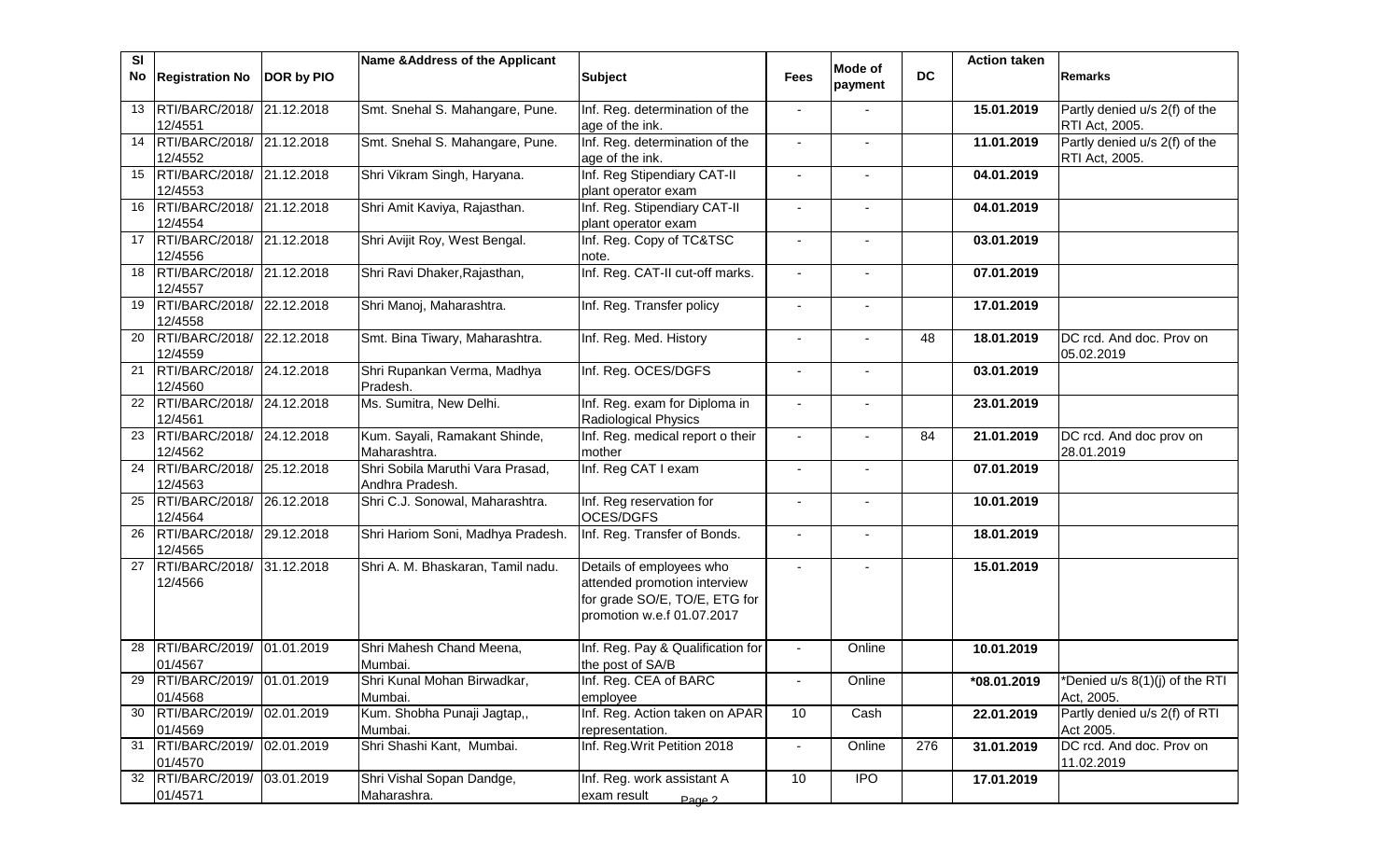| Sl No | Registration No | DOR by PIO | Name &Address of the Applicant | Subject | Fees | Mode of payment | DC | Action taken | Remarks |
|---|---|---|---|---|---|---|---|---|---|
| 13 | RTI/BARC/2018/ 12/4551 | 21.12.2018 | Smt. Snehal S. Mahangare, Pune. | Inf. Reg. determination of the age of the ink. | - | - | | 15.01.2019 | Partly denied u/s 2(f) of the RTI Act, 2005. |
| 14 | RTI/BARC/2018/ 12/4552 | 21.12.2018 | Smt. Snehal S. Mahangare, Pune. | Inf. Reg. determination of the age of the ink. | - | - | | 11.01.2019 | Partly denied u/s 2(f) of the RTI Act, 2005. |
| 15 | RTI/BARC/2018/ 12/4553 | 21.12.2018 | Shri Vikram Singh, Haryana. | Inf. Reg Stipendiary CAT-II plant operator exam | - | - | | 04.01.2019 | |
| 16 | RTI/BARC/2018/ 12/4554 | 21.12.2018 | Shri Amit Kaviya, Rajasthan. | Inf. Reg. Stipendiary CAT-II plant operator exam | - | - | | 04.01.2019 | |
| 17 | RTI/BARC/2018/ 12/4556 | 21.12.2018 | Shri Avijit Roy, West Bengal. | Inf. Reg. Copy of TC&TSC note. | - | - | | 03.01.2019 | |
| 18 | RTI/BARC/2018/ 12/4557 | 21.12.2018 | Shri Ravi Dhaker,Rajasthan, | Inf. Reg. CAT-II cut-off marks. | - | - | | 07.01.2019 | |
| 19 | RTI/BARC/2018/ 12/4558 | 22.12.2018 | Shri Manoj, Maharashtra. | Inf. Reg. Transfer policy | - | - | | 17.01.2019 | |
| 20 | RTI/BARC/2018/ 12/4559 | 22.12.2018 | Smt. Bina Tiwary, Maharashtra. | Inf. Reg. Med. History | - | - | 48 | 18.01.2019 | DC rcd. And doc. Prov on 05.02.2019 |
| 21 | RTI/BARC/2018/ 12/4560 | 24.12.2018 | Shri Rupankan Verma, Madhya Pradesh. | Inf. Reg. OCES/DGFS | - | - | | 03.01.2019 | |
| 22 | RTI/BARC/2018/ 12/4561 | 24.12.2018 | Ms. Sumitra, New Delhi. | Inf. Reg. exam for Diploma in Radiological Physics | - | - | | 23.01.2019 | |
| 23 | RTI/BARC/2018/ 12/4562 | 24.12.2018 | Kum. Sayali, Ramakant Shinde, Maharashtra. | Inf. Reg. medical report o their mother | - | - | 84 | 21.01.2019 | DC rcd. And doc prov on 28.01.2019 |
| 24 | RTI/BARC/2018/ 12/4563 | 25.12.2018 | Shri Sobila Maruthi Vara Prasad, Andhra Pradesh. | Inf. Reg CAT I exam | - | - | | 07.01.2019 | |
| 25 | RTI/BARC/2018/ 12/4564 | 26.12.2018 | Shri C.J. Sonowal, Maharashtra. | Inf. Reg reservation for OCES/DGFS | - | - | | 10.01.2019 | |
| 26 | RTI/BARC/2018/ 12/4565 | 29.12.2018 | Shri Hariom Soni, Madhya Pradesh. | Inf. Reg. Transfer of Bonds. | - | - | | 18.01.2019 | |
| 27 | RTI/BARC/2018/ 12/4566 | 31.12.2018 | Shri A. M. Bhaskaran, Tamil nadu. | Details of employees who attended promotion interview for grade SO/E, TO/E, ETG for promotion w.e.f 01.07.2017 | - | - | | 15.01.2019 | |
| 28 | RTI/BARC/2019/ 01/4567 | 01.01.2019 | Shri Mahesh Chand Meena, Mumbai. | Inf. Reg. Pay & Qualification for the post of SA/B | - | Online | | 10.01.2019 | |
| 29 | RTI/BARC/2019/ 01/4568 | 01.01.2019 | Shri Kunal Mohan Birwadkar, Mumbai. | Inf. Reg. CEA of BARC employee | - | Online | | *08.01.2019 | *Denied u/s 8(1)(j) of the RTI Act, 2005. |
| 30 | RTI/BARC/2019/ 01/4569 | 02.01.2019 | Kum. Shobha Punaji Jagtap,, Mumbai. | Inf. Reg. Action taken on APAR representation. | 10 | Cash | | 22.01.2019 | Partly denied u/s 2(f) of RTI Act 2005. |
| 31 | RTI/BARC/2019/ 01/4570 | 02.01.2019 | Shri Shashi Kant, Mumbai. | Inf. Reg.Writ Petition 2018 | - | Online | 276 | 31.01.2019 | DC rcd. And doc. Prov on 11.02.2019 |
| 32 | RTI/BARC/2019/ 01/4571 | 03.01.2019 | Shri Vishal Sopan Dandge, Maharashra. | Inf. Reg. work assistant A exam result | 10 | IPO | | 17.01.2019 | |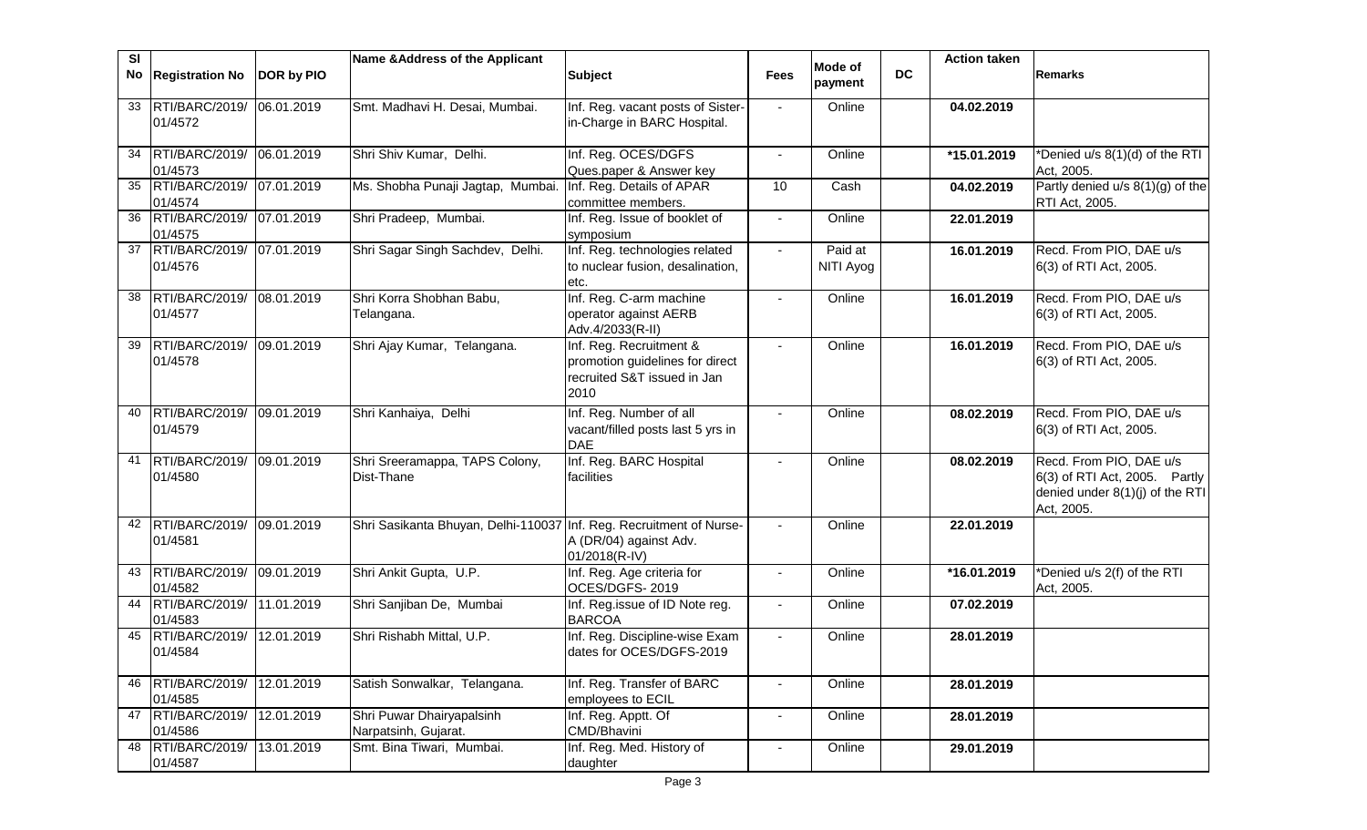| Sl No | Registration No | DOR by PIO | Name &Address of the Applicant | Subject | Fees | Mode of payment | DC | Action taken | Remarks |
|---|---|---|---|---|---|---|---|---|---|
| 33 | RTI/BARC/2019/ 01/4572 | 06.01.2019 | Smt. Madhavi H. Desai, Mumbai. | Inf. Reg. vacant posts of Sister-in-Charge in BARC Hospital. | - | Online | | 04.02.2019 | |
| 34 | RTI/BARC/2019/ 01/4573 | 06.01.2019 | Shri Shiv Kumar, Delhi. | Inf. Reg. OCES/DGFS Ques.paper & Answer key | - | Online | | *15.01.2019 | *Denied u/s 8(1)(d) of the RTI Act, 2005. |
| 35 | RTI/BARC/2019/ 01/4574 | 07.01.2019 | Ms. Shobha Punaji Jagtap, Mumbai. | Inf. Reg. Details of APAR committee members. | 10 | Cash | | 04.02.2019 | Partly denied u/s 8(1)(g) of the RTI Act, 2005. |
| 36 | RTI/BARC/2019/ 01/4575 | 07.01.2019 | Shri Pradeep, Mumbai. | Inf. Reg. Issue of booklet of symposium | - | Online | | 22.01.2019 | |
| 37 | RTI/BARC/2019/ 01/4576 | 07.01.2019 | Shri Sagar Singh Sachdev, Delhi. | Inf. Reg. technologies related to nuclear fusion, desalination, etc. | - | Paid at NITI Ayog | | 16.01.2019 | Recd. From PIO, DAE u/s 6(3) of RTI Act, 2005. |
| 38 | RTI/BARC/2019/ 01/4577 | 08.01.2019 | Shri Korra Shobhan Babu, Telangana. | Inf. Reg. C-arm machine operator against AERB Adv.4/2033(R-II) | - | Online | | 16.01.2019 | Recd. From PIO, DAE u/s 6(3) of RTI Act, 2005. |
| 39 | RTI/BARC/2019/ 01/4578 | 09.01.2019 | Shri Ajay Kumar, Telangana. | Inf. Reg. Recruitment & promotion guidelines for direct recruited S&T issued in Jan 2010 | - | Online | | 16.01.2019 | Recd. From PIO, DAE u/s 6(3) of RTI Act, 2005. |
| 40 | RTI/BARC/2019/ 01/4579 | 09.01.2019 | Shri Kanhaiya, Delhi | Inf. Reg. Number of all vacant/filled posts last 5 yrs in DAE | - | Online | | 08.02.2019 | Recd. From PIO, DAE u/s 6(3) of RTI Act, 2005. |
| 41 | RTI/BARC/2019/ 01/4580 | 09.01.2019 | Shri Sreeramappa, TAPS Colony, Dist-Thane | Inf. Reg. BARC Hospital facilities | - | Online | | 08.02.2019 | Recd. From PIO, DAE u/s 6(3) of RTI Act, 2005. Partly denied under 8(1)(j) of the RTI Act, 2005. |
| 42 | RTI/BARC/2019/ 01/4581 | 09.01.2019 | Shri Sasikanta Bhuyan, Delhi-110037 | Inf. Reg. Recruitment of Nurse-A (DR/04) against Adv. 01/2018(R-IV) | - | Online | | 22.01.2019 | |
| 43 | RTI/BARC/2019/ 01/4582 | 09.01.2019 | Shri Ankit Gupta, U.P. | Inf. Reg. Age criteria for OCES/DGFS- 2019 | - | Online | | *16.01.2019 | *Denied u/s 2(f) of the RTI Act, 2005. |
| 44 | RTI/BARC/2019/ 01/4583 | 11.01.2019 | Shri Sanjiban De, Mumbai | Inf. Reg.issue of ID Note reg. BARCOA | - | Online | | 07.02.2019 | |
| 45 | RTI/BARC/2019/ 01/4584 | 12.01.2019 | Shri Rishabh Mittal, U.P. | Inf. Reg. Discipline-wise Exam dates for OCES/DGFS-2019 | - | Online | | 28.01.2019 | |
| 46 | RTI/BARC/2019/ 01/4585 | 12.01.2019 | Satish Sonwalkar, Telangana. | Inf. Reg. Transfer of BARC employees to ECIL | - | Online | | 28.01.2019 | |
| 47 | RTI/BARC/2019/ 01/4586 | 12.01.2019 | Shri Puwar Dhairyapalsinh Narpatsinh, Gujarat. | Inf. Reg. Apptt. Of CMD/Bhavini | - | Online | | 28.01.2019 | |
| 48 | RTI/BARC/2019/ 01/4587 | 13.01.2019 | Smt. Bina Tiwari, Mumbai. | Inf. Reg. Med. History of daughter | - | Online | | 29.01.2019 | |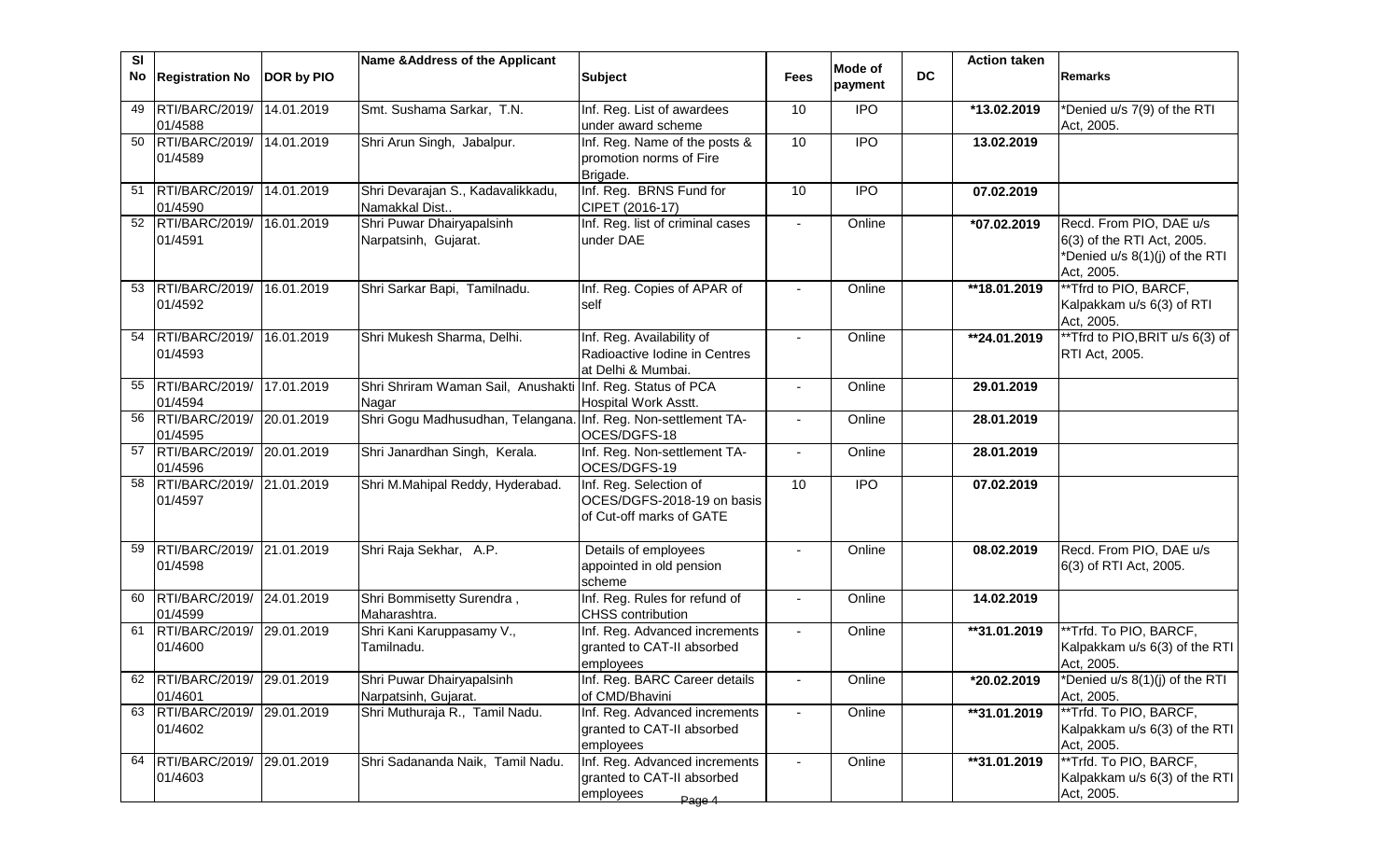| Sl No | Registration No | DOR by PIO | Name &Address of the Applicant | Subject | Fees | Mode of payment | DC | Action taken | Remarks |
|---|---|---|---|---|---|---|---|---|---|
| 49 | RTI/BARC/2019/ 01/4588 | 14.01.2019 | Smt. Sushama Sarkar, T.N. | Inf. Reg. List of awardees under award scheme | 10 | IPO | | *13.02.2019 | *Denied u/s 7(9) of the RTI Act, 2005. |
| 50 | RTI/BARC/2019/ 01/4589 | 14.01.2019 | Shri Arun Singh, Jabalpur. | Inf. Reg. Name of the posts & promotion norms of Fire Brigade. | 10 | IPO | | 13.02.2019 | |
| 51 | RTI/BARC/2019/ 01/4590 | 14.01.2019 | Shri Devarajan S., Kadavalikkadu, Namakkal Dist.. | Inf. Reg. BRNS Fund for CIPET (2016-17) | 10 | IPO | | 07.02.2019 | |
| 52 | RTI/BARC/2019/ 01/4591 | 16.01.2019 | Shri Puwar Dhairyapalsinh Narpatsinh, Gujarat. | Inf. Reg. list of criminal cases under DAE | - | Online | | *07.02.2019 | Recd. From PIO, DAE u/s 6(3) of the RTI Act, 2005. *Denied u/s 8(1)(j) of the RTI Act, 2005. |
| 53 | RTI/BARC/2019/ 01/4592 | 16.01.2019 | Shri Sarkar Bapi, Tamilnadu. | Inf. Reg. Copies of APAR of self | - | Online | | **18.01.2019 | **Tfrd to PIO, BARCF, Kalpakkam u/s 6(3) of RTI Act, 2005. |
| 54 | RTI/BARC/2019/ 01/4593 | 16.01.2019 | Shri Mukesh Sharma, Delhi. | Inf. Reg. Availability of Radioactive Iodine in Centres at Delhi & Mumbai. | - | Online | | **24.01.2019 | **Tfrd to PIO,BRIT u/s 6(3) of RTI Act, 2005. |
| 55 | RTI/BARC/2019/ 01/4594 | 17.01.2019 | Shri Shriram Waman Sail, Anushakti Nagar | Inf. Reg. Status of PCA Hospital Work Asstt. | - | Online | | 29.01.2019 | |
| 56 | RTI/BARC/2019/ 01/4595 | 20.01.2019 | Shri Gogu Madhusudhan, Telangana. | Inf. Reg. Non-settlement TA-OCES/DGFS-18 | - | Online | | 28.01.2019 | |
| 57 | RTI/BARC/2019/ 01/4596 | 20.01.2019 | Shri Janardhan Singh, Kerala. | Inf. Reg. Non-settlement TA-OCES/DGFS-19 | - | Online | | 28.01.2019 | |
| 58 | RTI/BARC/2019/ 01/4597 | 21.01.2019 | Shri M.Mahipal Reddy, Hyderabad. | Inf. Reg. Selection of OCES/DGFS-2018-19 on basis of Cut-off marks of GATE | 10 | IPO | | 07.02.2019 | |
| 59 | RTI/BARC/2019/ 01/4598 | 21.01.2019 | Shri Raja Sekhar, A.P. | Details of employees appointed in old pension scheme | - | Online | | 08.02.2019 | Recd. From PIO, DAE u/s 6(3) of RTI Act, 2005. |
| 60 | RTI/BARC/2019/ 01/4599 | 24.01.2019 | Shri Bommisetty Surendra , Maharashtra. | Inf. Reg. Rules for refund of CHSS contribution | - | Online | | 14.02.2019 | |
| 61 | RTI/BARC/2019/ 01/4600 | 29.01.2019 | Shri Kani Karuppasamy V., Tamilnadu. | Inf. Reg. Advanced increments granted to CAT-II absorbed employees | - | Online | | **31.01.2019 | **Trfd. To PIO, BARCF, Kalpakkam u/s 6(3) of the RTI Act, 2005. |
| 62 | RTI/BARC/2019/ 01/4601 | 29.01.2019 | Shri Puwar Dhairyapalsinh Narpatsinh, Gujarat. | Inf. Reg. BARC Career details of CMD/Bhavini | - | Online | | *20.02.2019 | *Denied u/s 8(1)(j) of the RTI Act, 2005. |
| 63 | RTI/BARC/2019/ 01/4602 | 29.01.2019 | Shri Muthuraja R., Tamil Nadu. | Inf. Reg. Advanced increments granted to CAT-II absorbed employees | - | Online | | **31.01.2019 | **Trfd. To PIO, BARCF, Kalpakkam u/s 6(3) of the RTI Act, 2005. |
| 64 | RTI/BARC/2019/ 01/4603 | 29.01.2019 | Shri Sadananda Naik, Tamil Nadu. | Inf. Reg. Advanced increments granted to CAT-II absorbed employees | - | Online | | **31.01.2019 | **Trfd. To PIO, BARCF, Kalpakkam u/s 6(3) of the RTI Act, 2005. |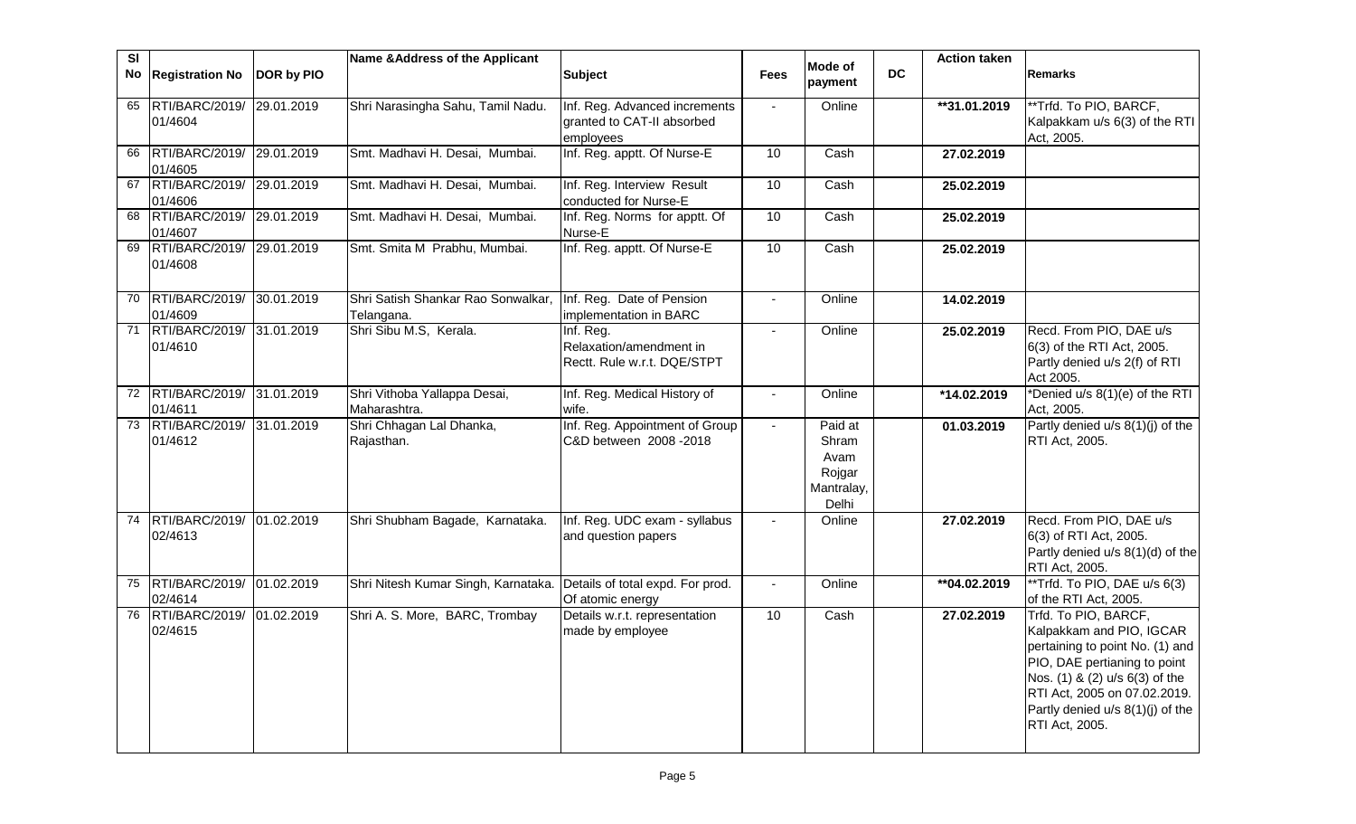| Sl No | Registration No | DOR by PIO | Name &Address of the Applicant | Subject | Fees | Mode of payment | DC | Action taken | Remarks |
|---|---|---|---|---|---|---|---|---|---|
| 65 | RTI/BARC/2019/ 01/4604 | 29.01.2019 | Shri Narasingha Sahu, Tamil Nadu. | Inf. Reg. Advanced increments granted to CAT-II absorbed employees | - | Online | | **31.01.2019 | **Trfd. To PIO, BARCF, Kalpakkam u/s 6(3) of the RTI Act, 2005. |
| 66 | RTI/BARC/2019/ 01/4605 | 29.01.2019 | Smt. Madhavi H. Desai, Mumbai. | Inf. Reg. apptt. Of Nurse-E | 10 | Cash | | 27.02.2019 | |
| 67 | RTI/BARC/2019/ 01/4606 | 29.01.2019 | Smt. Madhavi H. Desai, Mumbai. | Inf. Reg. Interview Result conducted for Nurse-E | 10 | Cash | | 25.02.2019 | |
| 68 | RTI/BARC/2019/ 01/4607 | 29.01.2019 | Smt. Madhavi H. Desai, Mumbai. | Inf. Reg. Norms for apptt. Of Nurse-E | 10 | Cash | | 25.02.2019 | |
| 69 | RTI/BARC/2019/ 01/4608 | 29.01.2019 | Smt. Smita M Prabhu, Mumbai. | Inf. Reg. apptt. Of Nurse-E | 10 | Cash | | 25.02.2019 | |
| 70 | RTI/BARC/2019/ 01/4609 | 30.01.2019 | Shri Satish Shankar Rao Sonwalkar, Telangana. | Inf. Reg. Date of Pension implementation in BARC | - | Online | | 14.02.2019 | |
| 71 | RTI/BARC/2019/ 01/4610 | 31.01.2019 | Shri Sibu M.S, Kerala. | Inf. Reg. Relaxation/amendment in Rectt. Rule w.r.t. DQE/STPT | - | Online | | 25.02.2019 | Recd. From PIO, DAE u/s 6(3) of the RTI Act, 2005. Partly denied u/s 2(f) of RTI Act 2005. |
| 72 | RTI/BARC/2019/ 01/4611 | 31.01.2019 | Shri Vithoba Yallappa Desai, Maharashtra. | Inf. Reg. Medical History of wife. | - | Online | | *14.02.2019 | *Denied u/s 8(1)(e) of the RTI Act, 2005. |
| 73 | RTI/BARC/2019/ 01/4612 | 31.01.2019 | Shri Chhagan Lal Dhanka, Rajasthan. | Inf. Reg. Appointment of Group C&D between 2008 -2018 | - | Paid at Shram Avam Rojgar Mantralay, Delhi | | 01.03.2019 | Partly denied u/s 8(1)(j) of the RTI Act, 2005. |
| 74 | RTI/BARC/2019/ 02/4613 | 01.02.2019 | Shri Shubham Bagade, Karnataka. | Inf. Reg. UDC exam - syllabus and question papers | - | Online | | 27.02.2019 | Recd. From PIO, DAE u/s 6(3) of RTI Act, 2005. Partly denied u/s 8(1)(d) of the RTI Act, 2005. |
| 75 | RTI/BARC/2019/ 02/4614 | 01.02.2019 | Shri Nitesh Kumar Singh, Karnataka. | Details of total expd. For prod. Of atomic energy | - | Online | | **04.02.2019 | **Trfd. To PIO, DAE u/s 6(3) of the RTI Act, 2005. |
| 76 | RTI/BARC/2019/ 02/4615 | 01.02.2019 | Shri A. S. More, BARC, Trombay | Details w.r.t. representation made by employee | 10 | Cash | | 27.02.2019 | Trfd. To PIO, BARCF, Kalpakkam and PIO, IGCAR pertaining to point No. (1) and PIO, DAE pertianing to point Nos. (1) & (2) u/s 6(3) of the RTI Act, 2005 on 07.02.2019. Partly denied u/s 8(1)(j) of the RTI Act, 2005. |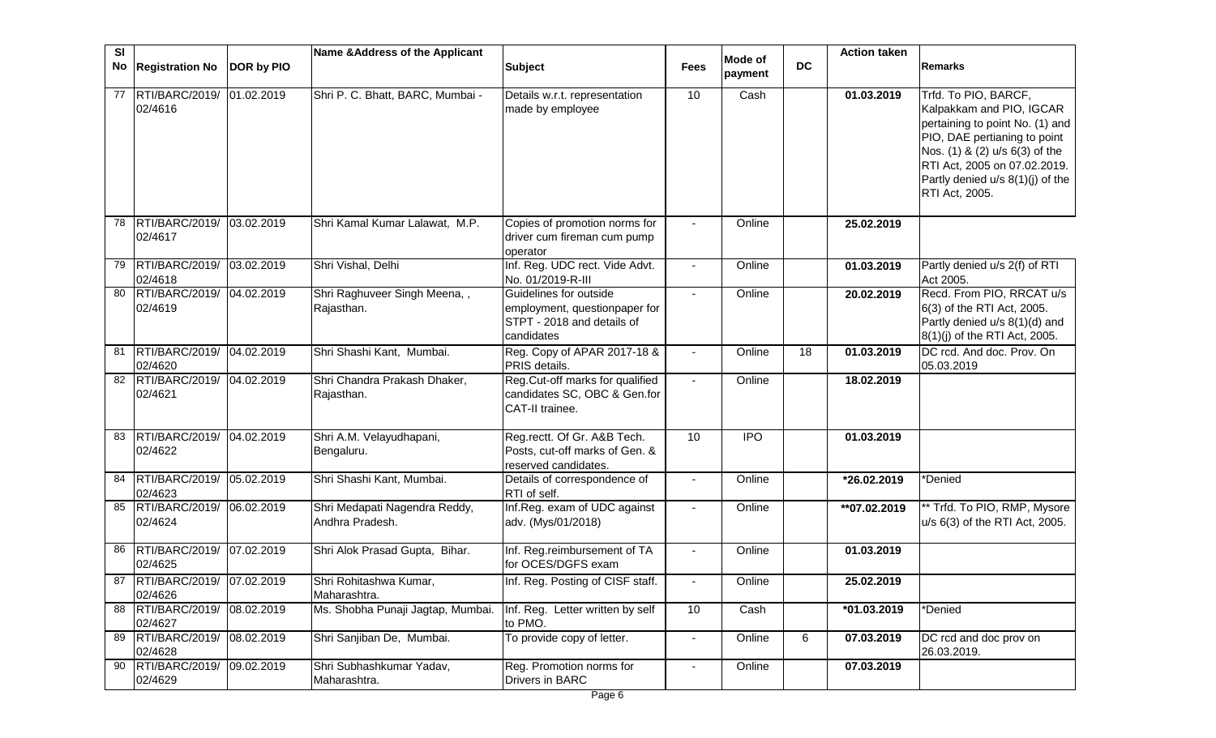| Sl No | Registration No | DOR by PIO | Name &Address of the Applicant | Subject | Fees | Mode of payment | DC | Action taken | Remarks |
|---|---|---|---|---|---|---|---|---|---|
| 77 | RTI/BARC/2019/ 02/4616 | 01.02.2019 | Shri P. C. Bhatt, BARC, Mumbai - | Details w.r.t. representation made by employee | 10 | Cash | | 01.03.2019 | Trfd. To PIO, BARCF, Kalpakkam and PIO, IGCAR pertaining to point No. (1) and PIO, DAE pertianing to point Nos. (1) & (2) u/s 6(3) of the RTI Act, 2005 on 07.02.2019. Partly denied u/s 8(1)(j) of the RTI Act, 2005. |
| 78 | RTI/BARC/2019/ 02/4617 | 03.02.2019 | Shri Kamal Kumar Lalawat, M.P. | Copies of promotion norms for driver cum fireman cum pump operator | - | Online | | 25.02.2019 | |
| 79 | RTI/BARC/2019/ 02/4618 | 03.02.2019 | Shri Vishal, Delhi | Inf. Reg. UDC rect. Vide Advt. No. 01/2019-R-III | - | Online | | 01.03.2019 | Partly denied u/s 2(f) of RTI Act 2005. |
| 80 | RTI/BARC/2019/ 02/4619 | 04.02.2019 | Shri Raghuveer Singh Meena, , Rajasthan. | Guidelines for outside employment, questionpaper for STPT - 2018 and details of candidates | - | Online | | 20.02.2019 | Recd. From PIO, RRCAT u/s 6(3) of the RTI Act, 2005. Partly denied u/s 8(1)(d) and 8(1)(j) of the RTI Act, 2005. |
| 81 | RTI/BARC/2019/ 02/4620 | 04.02.2019 | Shri Shashi Kant, Mumbai. | Reg. Copy of APAR 2017-18 & PRIS details. | - | Online | 18 | 01.03.2019 | DC rcd. And doc. Prov. On 05.03.2019 |
| 82 | RTI/BARC/2019/ 02/4621 | 04.02.2019 | Shri Chandra Prakash Dhaker, Rajasthan. | Reg.Cut-off marks for qualified candidates SC, OBC & Gen.for CAT-II trainee. | - | Online | | 18.02.2019 | |
| 83 | RTI/BARC/2019/ 02/4622 | 04.02.2019 | Shri A.M. Velayudhapani, Bengaluru. | Reg.rectt. Of Gr. A&B Tech. Posts, cut-off marks of Gen. & reserved candidates. | 10 | IPO | | 01.03.2019 | |
| 84 | RTI/BARC/2019/ 02/4623 | 05.02.2019 | Shri Shashi Kant, Mumbai. | Details of correspondence of RTI of self. | - | Online | | *26.02.2019 | *Denied |
| 85 | RTI/BARC/2019/ 02/4624 | 06.02.2019 | Shri Medapati Nagendra Reddy, Andhra Pradesh. | Inf.Reg. exam of UDC against adv. (Mys/01/2018) | - | Online | | **07.02.2019 | ** Trfd. To PIO, RMP, Mysore u/s 6(3) of the RTI Act, 2005. |
| 86 | RTI/BARC/2019/ 02/4625 | 07.02.2019 | Shri Alok Prasad Gupta, Bihar. | Inf. Reg.reimbursement of TA for OCES/DGFS exam | - | Online | | 01.03.2019 | |
| 87 | RTI/BARC/2019/ 02/4626 | 07.02.2019 | Shri Rohitashwa Kumar, Maharashtra. | Inf. Reg. Posting of CISF staff. | - | Online | | 25.02.2019 | |
| 88 | RTI/BARC/2019/ 02/4627 | 08.02.2019 | Ms. Shobha Punaji Jagtap, Mumbai. | Inf. Reg. Letter written by self to PMO. | 10 | Cash | | *01.03.2019 | *Denied |
| 89 | RTI/BARC/2019/ 02/4628 | 08.02.2019 | Shri Sanjiban De, Mumbai. | To provide copy of letter. | - | Online | 6 | 07.03.2019 | DC rcd and doc prov on 26.03.2019. |
| 90 | RTI/BARC/2019/ 02/4629 | 09.02.2019 | Shri Subhashkumar Yadav, Maharashtra. | Reg. Promotion norms for Drivers in BARC | - | Online | | 07.03.2019 | |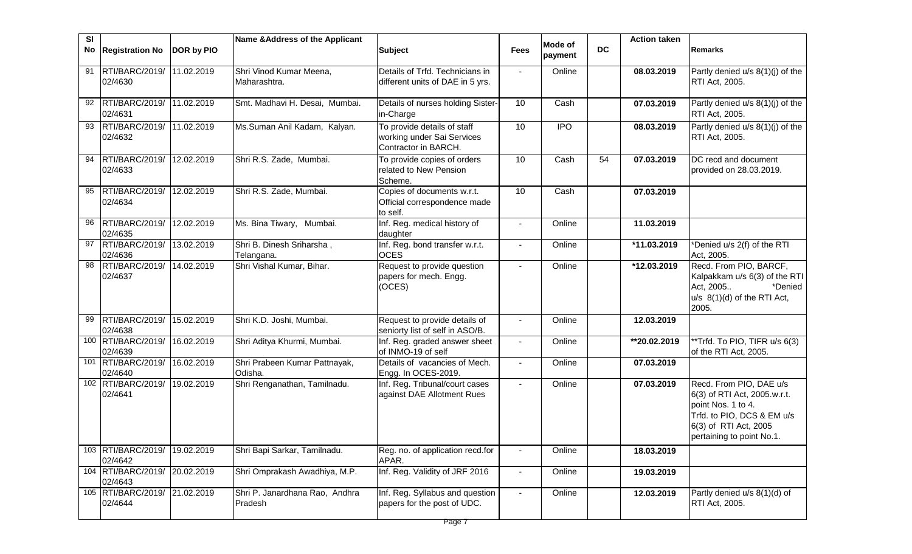| Sl No | Registration No | DOR by PIO | Name &Address of the Applicant | Subject | Fees | Mode of payment | DC | Action taken | Remarks |
|---|---|---|---|---|---|---|---|---|---|
| 91 | RTI/BARC/2019/ 02/4630 | 11.02.2019 | Shri Vinod Kumar Meena, Maharashtra. | Details of Trfd. Technicians in different units of DAE in 5 yrs. | - | Online | | 08.03.2019 | Partly denied u/s 8(1)(j) of the RTI Act, 2005. |
| 92 | RTI/BARC/2019/ 02/4631 | 11.02.2019 | Smt. Madhavi H. Desai, Mumbai. | Details of nurses holding Sister-in-Charge | 10 | Cash | | 07.03.2019 | Partly denied u/s 8(1)(j) of the RTI Act, 2005. |
| 93 | RTI/BARC/2019/ 02/4632 | 11.02.2019 | Ms.Suman Anil Kadam, Kalyan. | To provide details of staff working under Sai Services Contractor in BARCH. | 10 | IPO | | 08.03.2019 | Partly denied u/s 8(1)(j) of the RTI Act, 2005. |
| 94 | RTI/BARC/2019/ 02/4633 | 12.02.2019 | Shri R.S. Zade, Mumbai. | To provide copies of orders related to New Pension Scheme. | 10 | Cash | 54 | 07.03.2019 | DC recd and document provided on 28.03.2019. |
| 95 | RTI/BARC/2019/ 02/4634 | 12.02.2019 | Shri R.S. Zade, Mumbai. | Copies of documents w.r.t. Official correspondence made to self. | 10 | Cash | | 07.03.2019 | |
| 96 | RTI/BARC/2019/ 02/4635 | 12.02.2019 | Ms. Bina Tiwary, Mumbai. | Inf. Reg. medical history of daughter | - | Online | | 11.03.2019 | |
| 97 | RTI/BARC/2019/ 02/4636 | 13.02.2019 | Shri B. Dinesh Sriharsha , Telangana. | Inf. Reg. bond transfer w.r.t. OCES | - | Online | | *11.03.2019 | *Denied u/s 2(f) of the RTI Act, 2005. |
| 98 | RTI/BARC/2019/ 02/4637 | 14.02.2019 | Shri Vishal Kumar, Bihar. | Request to provide question papers for mech. Engg. (OCES) | - | Online | | *12.03.2019 | Recd. From PIO, BARCF, Kalpakkam u/s 6(3) of the RTI Act, 2005.. *Denied u/s 8(1)(d) of the RTI Act, 2005. |
| 99 | RTI/BARC/2019/ 02/4638 | 15.02.2019 | Shri K.D. Joshi, Mumbai. | Request to provide details of seniorty list of self in ASO/B. | - | Online | | 12.03.2019 | |
| 100 | RTI/BARC/2019/ 02/4639 | 16.02.2019 | Shri Aditya Khurmi, Mumbai. | Inf. Reg. graded answer sheet of INMO-19 of self | - | Online | | **20.02.2019 | **Trfd. To PIO, TIFR u/s 6(3) of the RTI Act, 2005. |
| 101 | RTI/BARC/2019/ 02/4640 | 16.02.2019 | Shri Prabeen Kumar Pattnayak, Odisha. | Details of vacancies of Mech. Engg. In OCES-2019. | - | Online | | 07.03.2019 | |
| 102 | RTI/BARC/2019/ 02/4641 | 19.02.2019 | Shri Renganathan, Tamilnadu. | Inf. Reg. Tribunal/court cases against DAE Allotment Rues | - | Online | | 07.03.2019 | Recd. From PIO, DAE u/s 6(3) of RTI Act, 2005.w.r.t. point Nos. 1 to 4. Trfd. to PIO, DCS & EM u/s 6(3) of RTI Act, 2005 pertaining to point No.1. |
| 103 | RTI/BARC/2019/ 02/4642 | 19.02.2019 | Shri Bapi Sarkar, Tamilnadu. | Reg. no. of application recd.for APAR. | - | Online | | 18.03.2019 | |
| 104 | RTI/BARC/2019/ 02/4643 | 20.02.2019 | Shri Omprakash Awadhiya, M.P. | Inf. Reg. Validity of JRF 2016 | - | Online | | 19.03.2019 | |
| 105 | RTI/BARC/2019/ 02/4644 | 21.02.2019 | Shri P. Janardhana Rao, Andhra Pradesh | Inf. Reg. Syllabus and question papers for the post of UDC. | - | Online | | 12.03.2019 | Partly denied u/s 8(1)(d) of RTI Act, 2005. |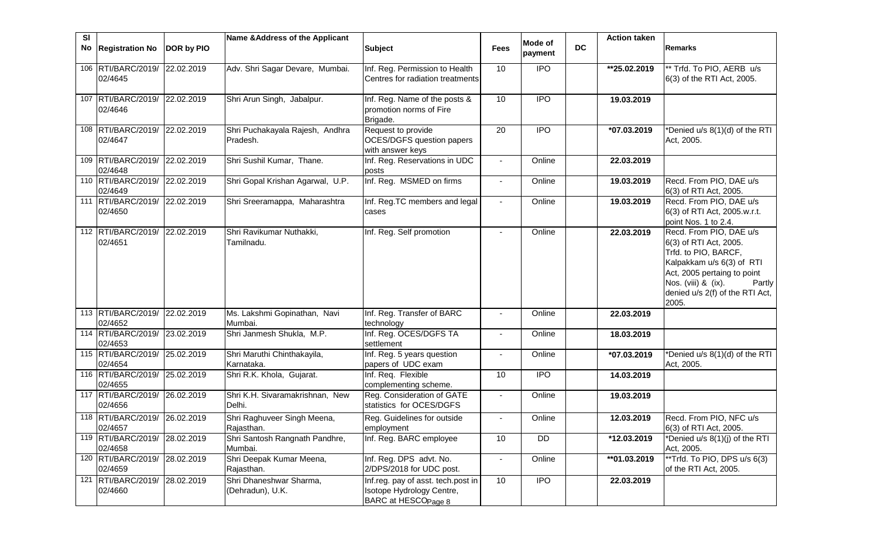| Sl No | Registration No | DOR by PIO | Name &Address of the Applicant | Subject | Fees | Mode of payment | DC | Action taken | Remarks |
|---|---|---|---|---|---|---|---|---|---|
| 106 | RTI/BARC/2019/ 02/4645 | 22.02.2019 | Adv. Shri Sagar Devare, Mumbai. | Inf. Reg. Permission to Health Centres for radiation treatments | 10 | IPO | | **25.02.2019 | ** Trfd. To PIO, AERB u/s 6(3) of the RTI Act, 2005. |
| 107 | RTI/BARC/2019/ 02/4646 | 22.02.2019 | Shri Arun Singh, Jabalpur. | Inf. Reg. Name of the posts & promotion norms of Fire Brigade. | 10 | IPO | | 19.03.2019 | |
| 108 | RTI/BARC/2019/ 02/4647 | 22.02.2019 | Shri Puchakayala Rajesh, Andhra Pradesh. | Request to provide OCES/DGFS question papers with answer keys | 20 | IPO | | *07.03.2019 | *Denied u/s 8(1)(d) of the RTI Act, 2005. |
| 109 | RTI/BARC/2019/ 02/4648 | 22.02.2019 | Shri Sushil Kumar, Thane. | Inf. Reg. Reservations in UDC posts | - | Online | | 22.03.2019 | |
| 110 | RTI/BARC/2019/ 02/4649 | 22.02.2019 | Shri Gopal Krishan Agarwal, U.P. | Inf. Reg. MSMED on firms | - | Online | | 19.03.2019 | Recd. From PIO, DAE u/s 6(3) of RTI Act, 2005. |
| 111 | RTI/BARC/2019/ 02/4650 | 22.02.2019 | Shri Sreeramappa, Maharashtra | Inf. Reg.TC members and legal cases | - | Online | | 19.03.2019 | Recd. From PIO, DAE u/s 6(3) of RTI Act, 2005.w.r.t. point Nos. 1 to 2.4. |
| 112 | RTI/BARC/2019/ 02/4651 | 22.02.2019 | Shri Ravikumar Nuthakki, Tamilnadu. | Inf. Reg. Self promotion | - | Online | | 22.03.2019 | Recd. From PIO, DAE u/s 6(3) of RTI Act, 2005. Trfd. to PIO, BARCF, Kalpakkam u/s 6(3) of RTI Act, 2005 pertaing to point Nos. (viii) & (ix). Partly denied u/s 2(f) of the RTI Act, 2005. |
| 113 | RTI/BARC/2019/ 02/4652 | 22.02.2019 | Ms. Lakshmi Gopinathan, Navi Mumbai. | Inf. Reg. Transfer of BARC technology | - | Online | | 22.03.2019 | |
| 114 | RTI/BARC/2019/ 02/4653 | 23.02.2019 | Shri Janmesh Shukla, M.P. | Inf. Reg. OCES/DGFS TA settlement | - | Online | | 18.03.2019 | |
| 115 | RTI/BARC/2019/ 02/4654 | 25.02.2019 | Shri Maruthi Chinthakayila, Karnataka. | Inf. Reg. 5 years question papers of UDC exam | - | Online | | *07.03.2019 | *Denied u/s 8(1)(d) of the RTI Act, 2005. |
| 116 | RTI/BARC/2019/ 02/4655 | 25.02.2019 | Shri R.K. Khola, Gujarat. | Inf. Req. Flexible complementing scheme. | 10 | IPO | | 14.03.2019 | |
| 117 | RTI/BARC/2019/ 02/4656 | 26.02.2019 | Shri K.H. Sivaramakrishnan, New Delhi. | Reg. Consideration of GATE statistics for OCES/DGFS | - | Online | | 19.03.2019 | |
| 118 | RTI/BARC/2019/ 02/4657 | 26.02.2019 | Shri Raghuveer Singh Meena, Rajasthan. | Reg. Guidelines for outside employment | - | Online | | 12.03.2019 | Recd. From PIO, NFC u/s 6(3) of RTI Act, 2005. |
| 119 | RTI/BARC/2019/ 02/4658 | 28.02.2019 | Shri Santosh Rangnath Pandhre, Mumbai. | Inf. Reg. BARC employee | 10 | DD | | *12.03.2019 | *Denied u/s 8(1)(j) of the RTI Act, 2005. |
| 120 | RTI/BARC/2019/ 02/4659 | 28.02.2019 | Shri Deepak Kumar Meena, Rajasthan. | Inf. Reg. DPS advt. No. 2/DPS/2018 for UDC post. | - | Online | | **01.03.2019 | **Trfd. To PIO, DPS u/s 6(3) of the RTI Act, 2005. |
| 121 | RTI/BARC/2019/ 02/4660 | 28.02.2019 | Shri Dhaneshwar Sharma, (Dehradun), U.K. | Inf.reg. pay of asst. tech.post in Isotope Hydrology Centre, BARC at HESCO | 10 | IPO | | 22.03.2019 | |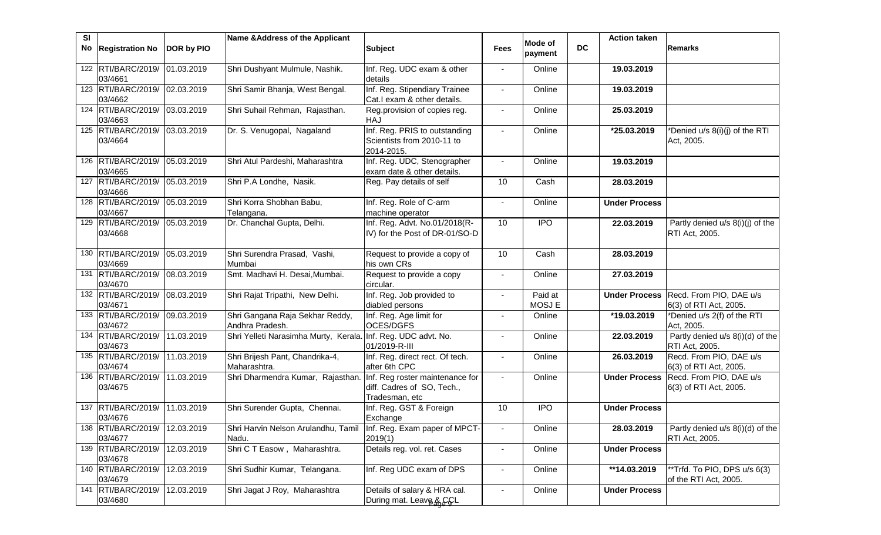| Sl No | Registration No | DOR by PIO | Name &Address of the Applicant | Subject | Fees | Mode of payment | DC | Action taken | Remarks |
|---|---|---|---|---|---|---|---|---|---|
| 122 | RTI/BARC/2019/03/4661 | 01.03.2019 | Shri Dushyant Mulmule, Nashik. | Inf. Reg. UDC exam & other details | - | Online | | 19.03.2019 | |
| 123 | RTI/BARC/2019/03/4662 | 02.03.2019 | Shri Samir Bhanja, West Bengal. | Inf. Reg. Stipendiary Trainee Cat.I exam & other details. | - | Online | | 19.03.2019 | |
| 124 | RTI/BARC/2019/03/4663 | 03.03.2019 | Shri Suhail Rehman, Rajasthan. | Reg.provision of copies reg. HAJ | - | Online | | 25.03.2019 | |
| 125 | RTI/BARC/2019/03/4664 | 03.03.2019 | Dr. S. Venugopal, Nagaland | Inf. Reg. PRIS to outstanding Scientists from 2010-11 to 2014-2015. | - | Online | | *25.03.2019 | *Denied u/s 8(i)(j) of the RTI Act, 2005. |
| 126 | RTI/BARC/2019/03/4665 | 05.03.2019 | Shri Atul Pardeshi, Maharashtra | Inf. Reg. UDC, Stenographer exam date & other details. | - | Online | | 19.03.2019 | |
| 127 | RTI/BARC/2019/03/4666 | 05.03.2019 | Shri P.A Londhe, Nasik. | Reg. Pay details of self | 10 | Cash | | 28.03.2019 | |
| 128 | RTI/BARC/2019/03/4667 | 05.03.2019 | Shri Korra Shobhan Babu, Telangana. | Inf. Reg. Role of C-arm machine operator | - | Online | | Under Process | |
| 129 | RTI/BARC/2019/03/4668 | 05.03.2019 | Dr. Chanchal Gupta, Delhi. | Inf. Reg. Advt. No.01/2018(R-IV) for the Post of DR-01/SO-D | 10 | IPO | | 22.03.2019 | Partly denied u/s 8(i)(j) of the RTI Act, 2005. |
| 130 | RTI/BARC/2019/03/4669 | 05.03.2019 | Shri Surendra Prasad, Vashi, Mumbai | Request to provide a copy of his own CRs | 10 | Cash | | 28.03.2019 | |
| 131 | RTI/BARC/2019/03/4670 | 08.03.2019 | Smt. Madhavi H. Desai,Mumbai. | Request to provide a copy circular. | - | Online | | 27.03.2019 | |
| 132 | RTI/BARC/2019/03/4671 | 08.03.2019 | Shri Rajat Tripathi, New Delhi. | Inf. Reg. Job provided to diabled persons | - | Paid at MOSJ E | | Under Process | Recd. From PIO, DAE u/s 6(3) of RTI Act, 2005. |
| 133 | RTI/BARC/2019/03/4672 | 09.03.2019 | Shri Gangana Raja Sekhar Reddy, Andhra Pradesh. | Inf. Reg. Age limit for OCES/DGFS | - | Online | | *19.03.2019 | *Denied u/s 2(f) of the RTI Act, 2005. |
| 134 | RTI/BARC/2019/03/4673 | 11.03.2019 | Shri Yelleti Narasimha Murty, Kerala. | Inf. Reg. UDC advt. No. 01/2019-R-III | - | Online | | 22.03.2019 | Partly denied u/s 8(i)(d) of the RTI Act, 2005. |
| 135 | RTI/BARC/2019/03/4674 | 11.03.2019 | Shri Brijesh Pant, Chandrika-4, Maharashtra. | Inf. Reg. direct rect. Of tech. after 6th CPC | - | Online | | 26.03.2019 | Recd. From PIO, DAE u/s 6(3) of RTI Act, 2005. |
| 136 | RTI/BARC/2019/03/4675 | 11.03.2019 | Shri Dharmendra Kumar, Rajasthan. | Inf. Reg roster maintenance for diff. Cadres of SO, Tech., Tradesman, etc | - | Online | | Under Process | Recd. From PIO, DAE u/s 6(3) of RTI Act, 2005. |
| 137 | RTI/BARC/2019/03/4676 | 11.03.2019 | Shri Surender Gupta, Chennai. | Inf. Reg. GST & Foreign Exchange | 10 | IPO | | Under Process | |
| 138 | RTI/BARC/2019/03/4677 | 12.03.2019 | Shri Harvin Nelson Arulandhu, Tamil Nadu. | Inf. Reg. Exam paper of MPCT-2019(1) | - | Online | | 28.03.2019 | Partly denied u/s 8(i)(d) of the RTI Act, 2005. |
| 139 | RTI/BARC/2019/03/4678 | 12.03.2019 | Shri C T Easow , Maharashtra. | Details reg. vol. ret. Cases | - | Online | | Under Process | |
| 140 | RTI/BARC/2019/03/4679 | 12.03.2019 | Shri Sudhir Kumar, Telangana. | Inf. Reg UDC exam of DPS | - | Online | | **14.03.2019 | **Trfd. To PIO, DPS u/s 6(3) of the RTI Act, 2005. |
| 141 | RTI/BARC/2019/03/4680 | 12.03.2019 | Shri Jagat J Roy, Maharashtra | Details of salary & HRA cal. During mat. Leave & CCL | - | Online | | Under Process | |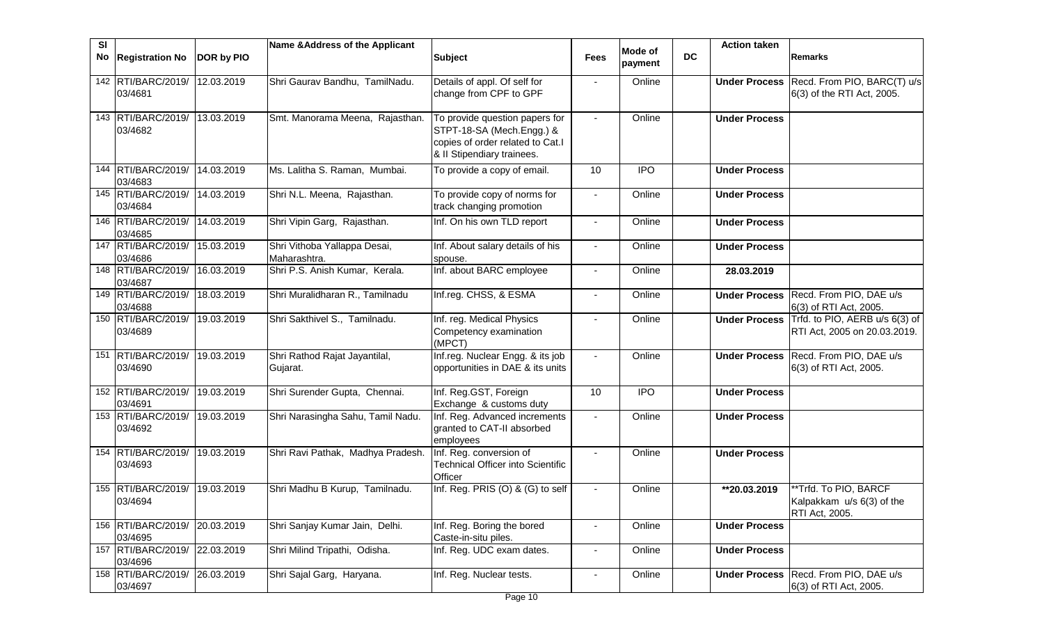| Sl No | Registration No | DOR by PIO | Name &Address of the Applicant | Subject | Fees | Mode of payment | DC | Action taken | Remarks |
|---|---|---|---|---|---|---|---|---|---|
| 142 | RTI/BARC/2019/ 03/4681 | 12.03.2019 | Shri Gaurav Bandhu, TamilNadu. | Details of appl. Of self for change from CPF to GPF | - | Online | | **Under Process** | Recd. From PIO, BARC(T) u/s 6(3) of the RTI Act, 2005. |
| 143 | RTI/BARC/2019/ 03/4682 | 13.03.2019 | Smt. Manorama Meena, Rajasthan. | To provide question papers for STPT-18-SA (Mech.Engg.) & copies of order related to Cat.I & II Stipendiary trainees. | - | Online | | **Under Process** | |
| 144 | RTI/BARC/2019/ 03/4683 | 14.03.2019 | Ms. Lalitha S. Raman, Mumbai. | To provide a copy of email. | 10 | IPO | | **Under Process** | |
| 145 | RTI/BARC/2019/ 03/4684 | 14.03.2019 | Shri N.L. Meena, Rajasthan. | To provide copy of norms for track changing promotion | - | Online | | **Under Process** | |
| 146 | RTI/BARC/2019/ 03/4685 | 14.03.2019 | Shri Vipin Garg, Rajasthan. | Inf. On his own TLD report | - | Online | | **Under Process** | |
| 147 | RTI/BARC/2019/ 03/4686 | 15.03.2019 | Shri Vithoba Yallappa Desai, Maharashtra. | Inf. About salary details of his spouse. | - | Online | | **Under Process** | |
| 148 | RTI/BARC/2019/ 03/4687 | 16.03.2019 | Shri P.S. Anish Kumar, Kerala. | Inf. about BARC employee | - | Online | | **28.03.2019** | |
| 149 | RTI/BARC/2019/ 03/4688 | 18.03.2019 | Shri Muralidharan R., Tamilnadu | Inf.reg. CHSS, & ESMA | - | Online | | **Under Process** | Recd. From PIO, DAE u/s 6(3) of RTI Act, 2005. |
| 150 | RTI/BARC/2019/ 03/4689 | 19.03.2019 | Shri Sakthivel S., Tamilnadu. | Inf. reg. Medical Physics Competency examination (MPCT) | - | Online | | **Under Process** | Trfd. to PIO, AERB u/s 6(3) of RTI Act, 2005 on 20.03.2019. |
| 151 | RTI/BARC/2019/ 03/4690 | 19.03.2019 | Shri Rathod Rajat Jayantilal, Gujarat. | Inf.reg. Nuclear Engg. & its job opportunities in DAE & its units | - | Online | | **Under Process** | Recd. From PIO, DAE u/s 6(3) of RTI Act, 2005. |
| 152 | RTI/BARC/2019/ 03/4691 | 19.03.2019 | Shri Surender Gupta, Chennai. | Inf. Reg.GST, Foreign Exchange & customs duty | 10 | IPO | | **Under Process** | |
| 153 | RTI/BARC/2019/ 03/4692 | 19.03.2019 | Shri Narasingha Sahu, Tamil Nadu. | Inf. Reg. Advanced increments granted to CAT-II absorbed employees | - | Online | | **Under Process** | |
| 154 | RTI/BARC/2019/ 03/4693 | 19.03.2019 | Shri Ravi Pathak, Madhya Pradesh. | Inf. Reg. conversion of Technical Officer into Scientific Officer | - | Online | | **Under Process** | |
| 155 | RTI/BARC/2019/ 03/4694 | 19.03.2019 | Shri Madhu B Kurup, Tamilnadu. | Inf. Reg. PRIS (O) & (G) to self | - | Online | | **\*\*20.03.2019** | \*\*Trfd. To PIO, BARCF Kalpakkam u/s 6(3) of the RTI Act, 2005. |
| 156 | RTI/BARC/2019/ 03/4695 | 20.03.2019 | Shri Sanjay Kumar Jain, Delhi. | Inf. Reg. Boring the bored Caste-in-situ piles. | - | Online | | **Under Process** | |
| 157 | RTI/BARC/2019/ 03/4696 | 22.03.2019 | Shri Milind Tripathi, Odisha. | Inf. Reg. UDC exam dates. | - | Online | | **Under Process** | |
| 158 | RTI/BARC/2019/ 03/4697 | 26.03.2019 | Shri Sajal Garg, Haryana. | Inf. Reg. Nuclear tests. | - | Online | | **Under Process** | Recd. From PIO, DAE u/s 6(3) of RTI Act, 2005. |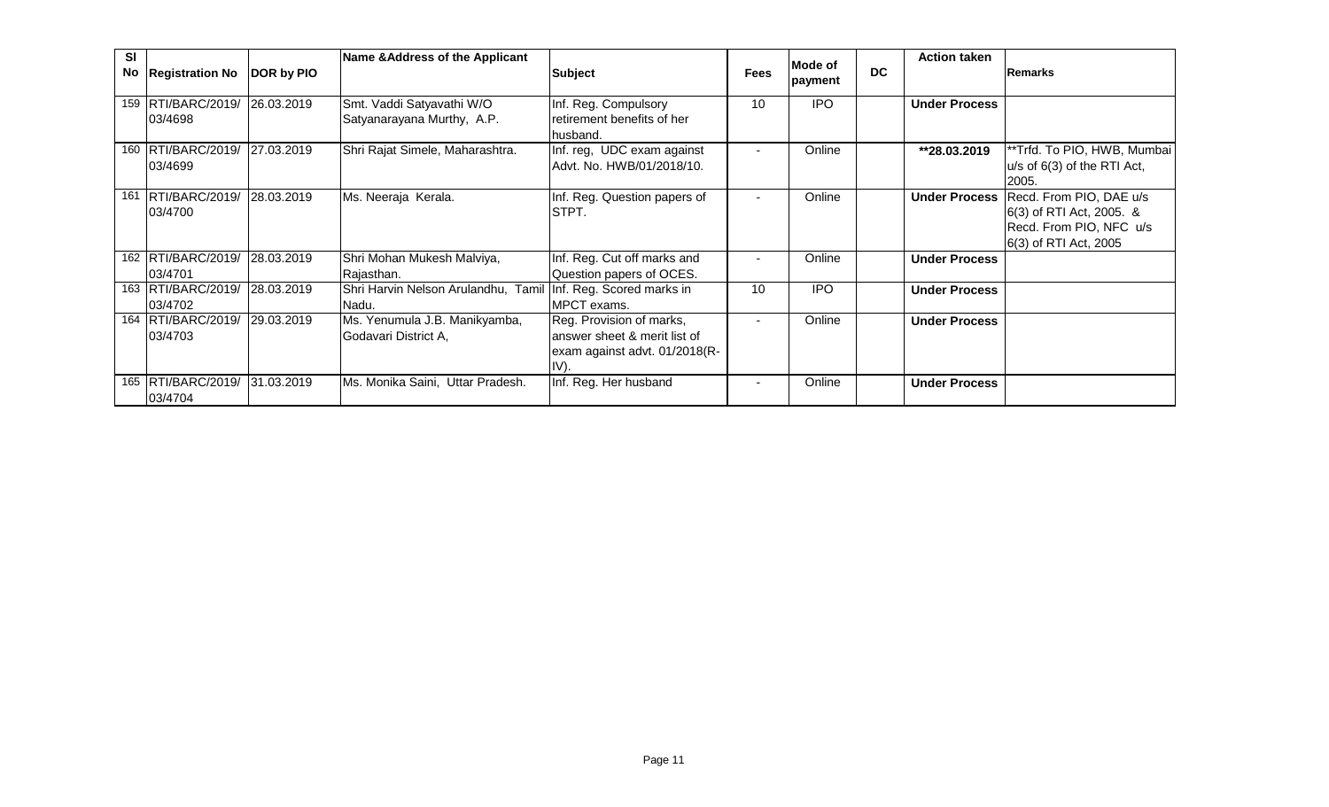| Sl No | Registration No | DOR by PIO | Name &Address of the Applicant | Subject | Fees | Mode of payment | DC | Action taken | Remarks |
|---|---|---|---|---|---|---|---|---|---|
| 159 | RTI/BARC/2019/03/4698 | 26.03.2019 | Smt. Vaddi Satyavathi W/O Satyanarayana Murthy, A.P. | Inf. Reg. Compulsory retirement benefits of her husband. | 10 | IPO | | **Under Process** | |
| 160 | RTI/BARC/2019/03/4699 | 27.03.2019 | Shri Rajat Simele, Maharashtra. | Inf. reg, UDC exam against Advt. No. HWB/01/2018/10. | - | Online | | **\*\*28.03.2019** | \*\*Trfd. To PIO, HWB, Mumbai u/s of 6(3) of the RTI Act, 2005. |
| 161 | RTI/BARC/2019/03/4700 | 28.03.2019 | Ms. Neeraja Kerala. | Inf. Reg. Question papers of STPT. | - | Online | | **Under Process** | Recd. From PIO, DAE u/s 6(3) of RTI Act, 2005. & Recd. From PIO, NFC u/s 6(3) of RTI Act, 2005 |
| 162 | RTI/BARC/2019/03/4701 | 28.03.2019 | Shri Mohan Mukesh Malviya, Rajasthan. | Inf. Reg. Cut off marks and Question papers of OCES. | - | Online | | **Under Process** | |
| 163 | RTI/BARC/2019/03/4702 | 28.03.2019 | Shri Harvin Nelson Arulandhu, Tamil Nadu. | Inf. Reg. Scored marks in MPCT exams. | 10 | IPO | | **Under Process** | |
| 164 | RTI/BARC/2019/03/4703 | 29.03.2019 | Ms. Yenumula J.B. Manikyamba, Godavari District A, | Reg. Provision of marks, answer sheet & merit list of exam against advt. 01/2018(R-IV). | - | Online | | **Under Process** | |
| 165 | RTI/BARC/2019/03/4704 | 31.03.2019 | Ms. Monika Saini, Uttar Pradesh. | Inf. Reg. Her husband | - | Online | | **Under Process** | |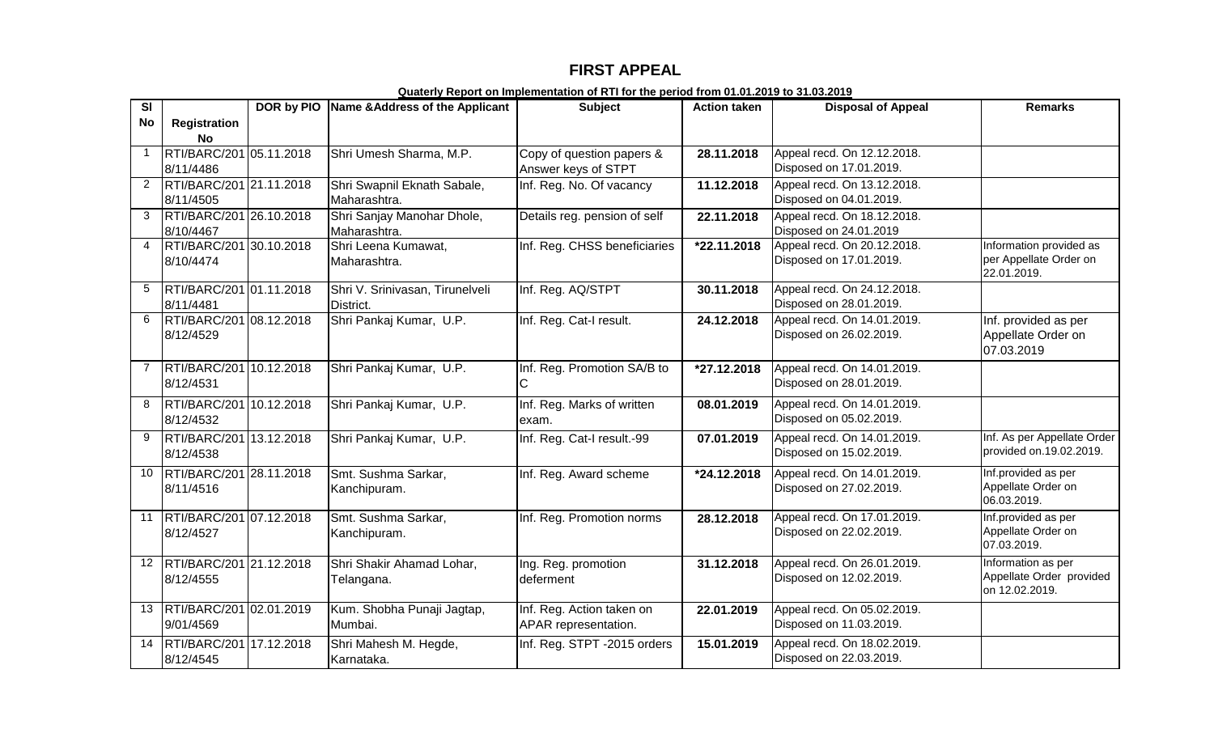# FIRST APPEAL

**Quaterly Report on Implementation of RTI for the period from 01.01.2019 to 31.03.2019**

| Sl No | Registration No | DOR by PIO | Name &Address of the Applicant | Subject | Action taken | Disposal of Appeal | Remarks |
|---|---|---|---|---|---|---|---|
| 1 | RTI/BARC/2018/11/4486 | 05.11.2018 | Shri Umesh Sharma, M.P. | Copy of question papers & Answer keys of STPT | **28.11.2018** | Appeal recd. On 12.12.2018. Disposed on 17.01.2019. | |
| 2 | RTI/BARC/2018/11/4505 | 21.11.2018 | Shri Swapnil Eknath Sabale, Maharashtra. | Inf. Reg. No. Of vacancy | **11.12.2018** | Appeal recd. On 13.12.2018. Disposed on 04.01.2019. | |
| 3 | RTI/BARC/2018/10/4467 | 26.10.2018 | Shri Sanjay Manohar Dhole, Maharashtra. | Details reg. pension of self | **22.11.2018** | Appeal recd. On 18.12.2018. Disposed on 24.01.2019 | |
| 4 | RTI/BARC/2018/10/4474 | 30.10.2018 | Shri Leena Kumawat, Maharashtra. | Inf. Reg. CHSS beneficiaries | ***22.11.2018** | Appeal recd. On 20.12.2018. Disposed on 17.01.2019. | Information provided as per Appellate Order on 22.01.2019. |
| 5 | RTI/BARC/2018/11/4481 | 01.11.2018 | Shri V. Srinivasan, Tirunelveli District. | Inf. Reg. AQ/STPT | **30.11.2018** | Appeal recd. On 24.12.2018. Disposed on 28.01.2019. | |
| 6 | RTI/BARC/2018/12/4529 | 08.12.2018 | Shri Pankaj Kumar, U.P. | Inf. Reg. Cat-I result. | **24.12.2018** | Appeal recd. On 14.01.2019. Disposed on 26.02.2019. | Inf. provided as per Appellate Order on 07.03.2019 |
| 7 | RTI/BARC/2018/12/4531 | 10.12.2018 | Shri Pankaj Kumar, U.P. | Inf. Reg. Promotion SA/B to C | ***27.12.2018** | Appeal recd. On 14.01.2019. Disposed on 28.01.2019. | |
| 8 | RTI/BARC/2018/12/4532 | 10.12.2018 | Shri Pankaj Kumar, U.P. | Inf. Reg. Marks of written exam. | **08.01.2019** | Appeal recd. On 14.01.2019. Disposed on 05.02.2019. | |
| 9 | RTI/BARC/2018/12/4538 | 13.12.2018 | Shri Pankaj Kumar, U.P. | Inf. Reg. Cat-I result.-99 | **07.01.2019** | Appeal recd. On 14.01.2019. Disposed on 15.02.2019. | Inf. As per Appellate Order provided on.19.02.2019. |
| 10 | RTI/BARC/2018/11/4516 | 28.11.2018 | Smt. Sushma Sarkar, Kanchipuram. | Inf. Reg. Award scheme | ***24.12.2018** | Appeal recd. On 14.01.2019. Disposed on 27.02.2019. | Inf.provided as per Appellate Order on 06.03.2019. |
| 11 | RTI/BARC/2018/12/4527 | 07.12.2018 | Smt. Sushma Sarkar, Kanchipuram. | Inf. Reg. Promotion norms | **28.12.2018** | Appeal recd. On 17.01.2019. Disposed on 22.02.2019. | Inf.provided as per Appellate Order on 07.03.2019. |
| 12 | RTI/BARC/2018/12/4555 | 21.12.2018 | Shri Shakir Ahamad Lohar, Telangana. | Ing. Reg. promotion deferment | **31.12.2018** | Appeal recd. On 26.01.2019. Disposed on 12.02.2019. | Information as per Appellate Order provided on 12.02.2019. |
| 13 | RTI/BARC/2019/01/4569 | 02.01.2019 | Kum. Shobha Punaji Jagtap, Mumbai. | Inf. Reg. Action taken on APAR representation. | **22.01.2019** | Appeal recd. On 05.02.2019. Disposed on 11.03.2019. | |
| 14 | RTI/BARC/2018/12/4545 | 17.12.2018 | Shri Mahesh M. Hegde, Karnataka. | Inf. Reg. STPT -2015 orders | **15.01.2019** | Appeal recd. On 18.02.2019. Disposed on 22.03.2019. | |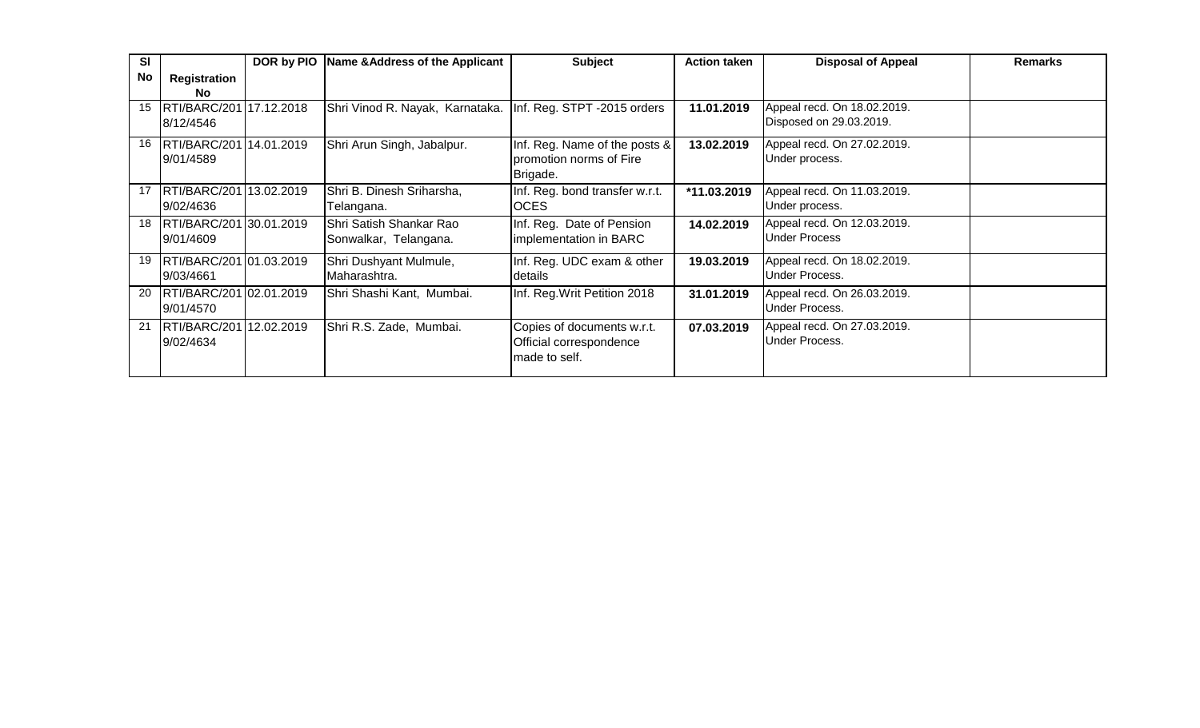| Sl No | Registration No | DOR by PIO | Name &Address of the Applicant | Subject | Action taken | Disposal of Appeal | Remarks |
|---|---|---|---|---|---|---|---|
| 15 | RTI/BARC/2018/12/4546 | 17.12.2018 | Shri Vinod R. Nayak, Karnataka. | Inf. Reg. STPT -2015 orders | **11.01.2019** | Appeal recd. On 18.02.2019. Disposed on 29.03.2019. | |
| 16 | RTI/BARC/2019/01/4589 | 14.01.2019 | Shri Arun Singh, Jabalpur. | Inf. Reg. Name of the posts & promotion norms of Fire Brigade. | **13.02.2019** | Appeal recd. On 27.02.2019. Under process. | |
| 17 | RTI/BARC/2019/02/4636 | 13.02.2019 | Shri B. Dinesh Sriharsha, Telangana. | Inf. Reg. bond transfer w.r.t. OCES | **\*11.03.2019** | Appeal recd. On 11.03.2019. Under process. | |
| 18 | RTI/BARC/2019/01/4609 | 30.01.2019 | Shri Satish Shankar Rao Sonwalkar, Telangana. | Inf. Reg. Date of Pension implementation in BARC | **14.02.2019** | Appeal recd. On 12.03.2019. Under Process | |
| 19 | RTI/BARC/2019/03/4661 | 01.03.2019 | Shri Dushyant Mulmule, Maharashtra. | Inf. Reg. UDC exam & other details | **19.03.2019** | Appeal recd. On 18.02.2019. Under Process. | |
| 20 | RTI/BARC/2019/01/4570 | 02.01.2019 | Shri Shashi Kant, Mumbai. | Inf. Reg.Writ Petition 2018 | **31.01.2019** | Appeal recd. On 26.03.2019. Under Process. | |
| 21 | RTI/BARC/2019/02/4634 | 12.02.2019 | Shri R.S. Zade, Mumbai. | Copies of documents w.r.t. Official correspondence made to self. | **07.03.2019** | Appeal recd. On 27.03.2019. Under Process. | |